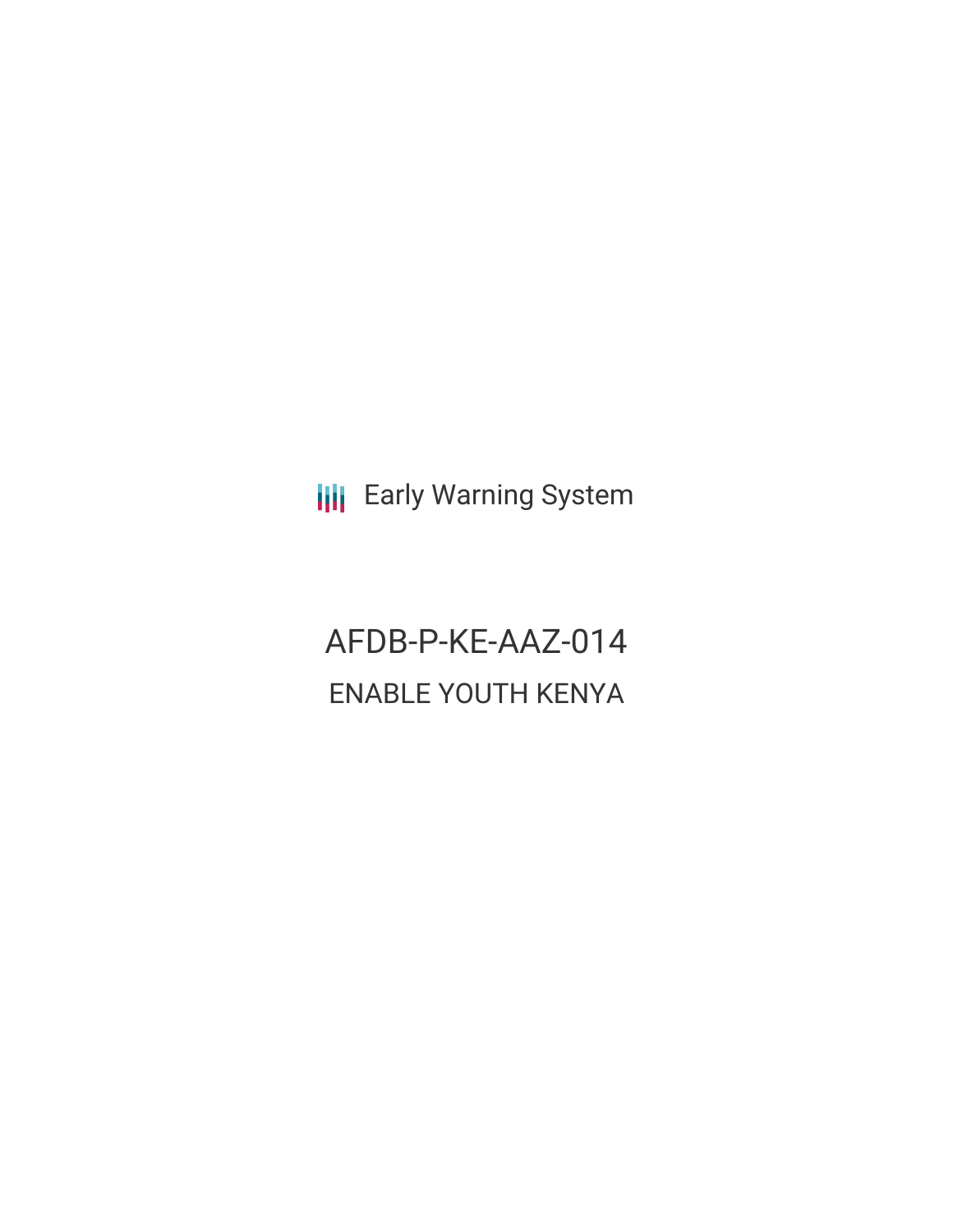Early Warning System

# AFDB-P-KE-AAZ-014

## ENABLE YOUTH KENYA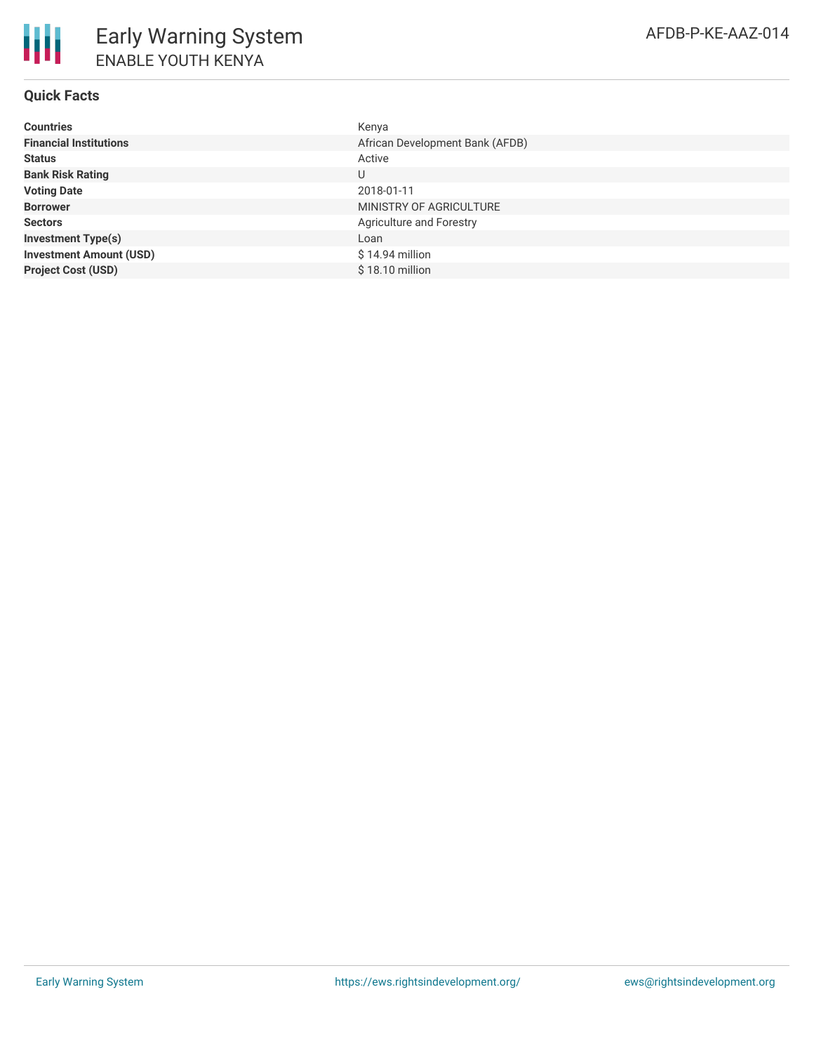# Early Warning System
## ENABLE YOUTH KENYA

AFDB-P-KE-AAZ-014

### Quick Facts

| | |
|---|---|
| **Countries** | Kenya |
| **Financial Institutions** | African Development Bank (AFDB) |
| **Status** | Active |
| **Bank Risk Rating** | U |
| **Voting Date** | 2018-01-11 |
| **Borrower** | MINISTRY OF AGRICULTURE |
| **Sectors** | Agriculture and Forestry |
| **Investment Type(s)** | Loan |
| **Investment Amount (USD)** | $ 14.94 million |
| **Project Cost (USD)** | $ 18.10 million |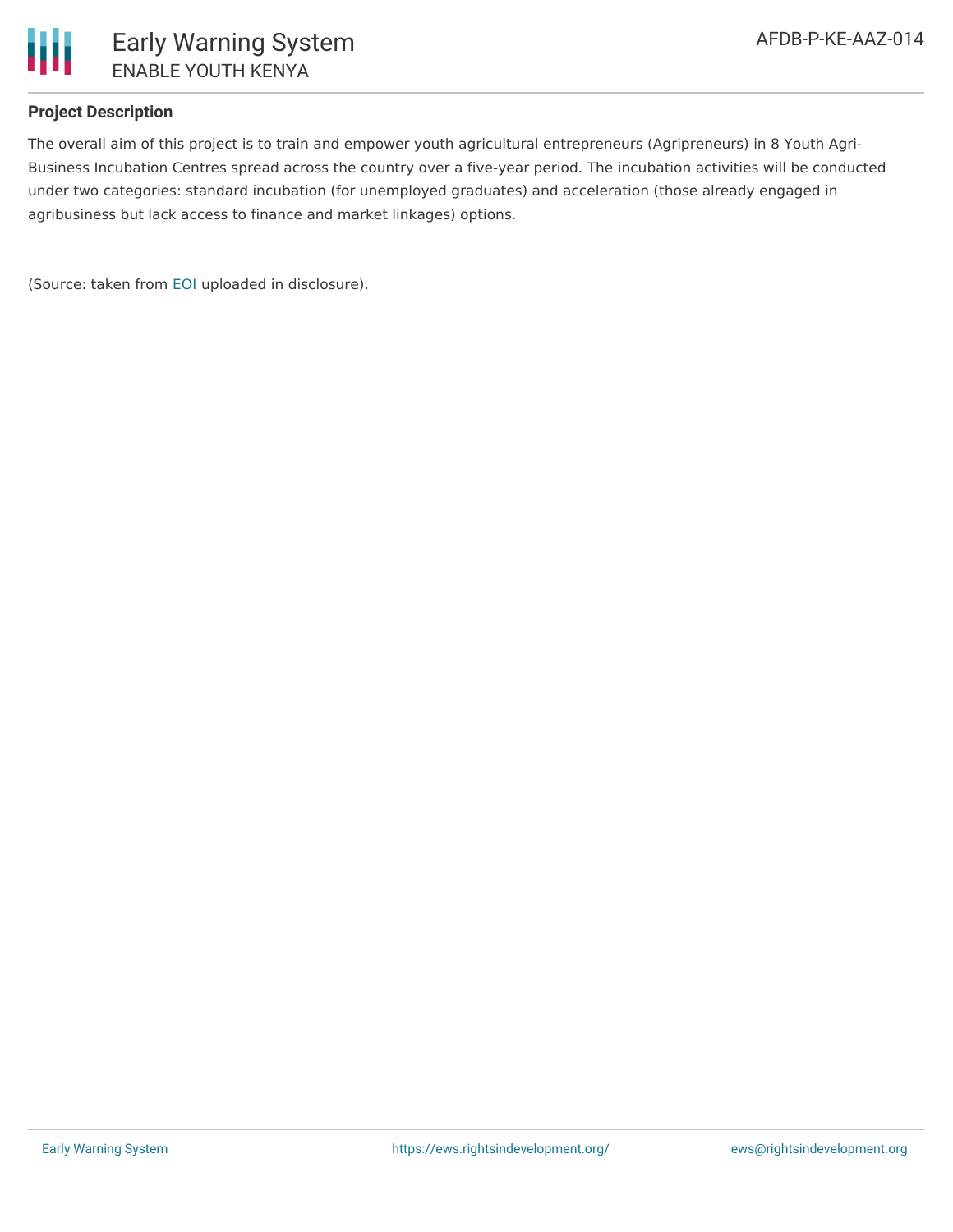**Project Description**

The overall aim of this project is to train and empower youth agricultural entrepreneurs (Agripreneurs) in 8 Youth Agri-Business Incubation Centres spread across the country over a five-year period. The incubation activities will be conducted under two categories: standard incubation (for unemployed graduates) and acceleration (those already engaged in agribusiness but lack access to finance and market linkages) options.

(Source: taken from EOI uploaded in disclosure).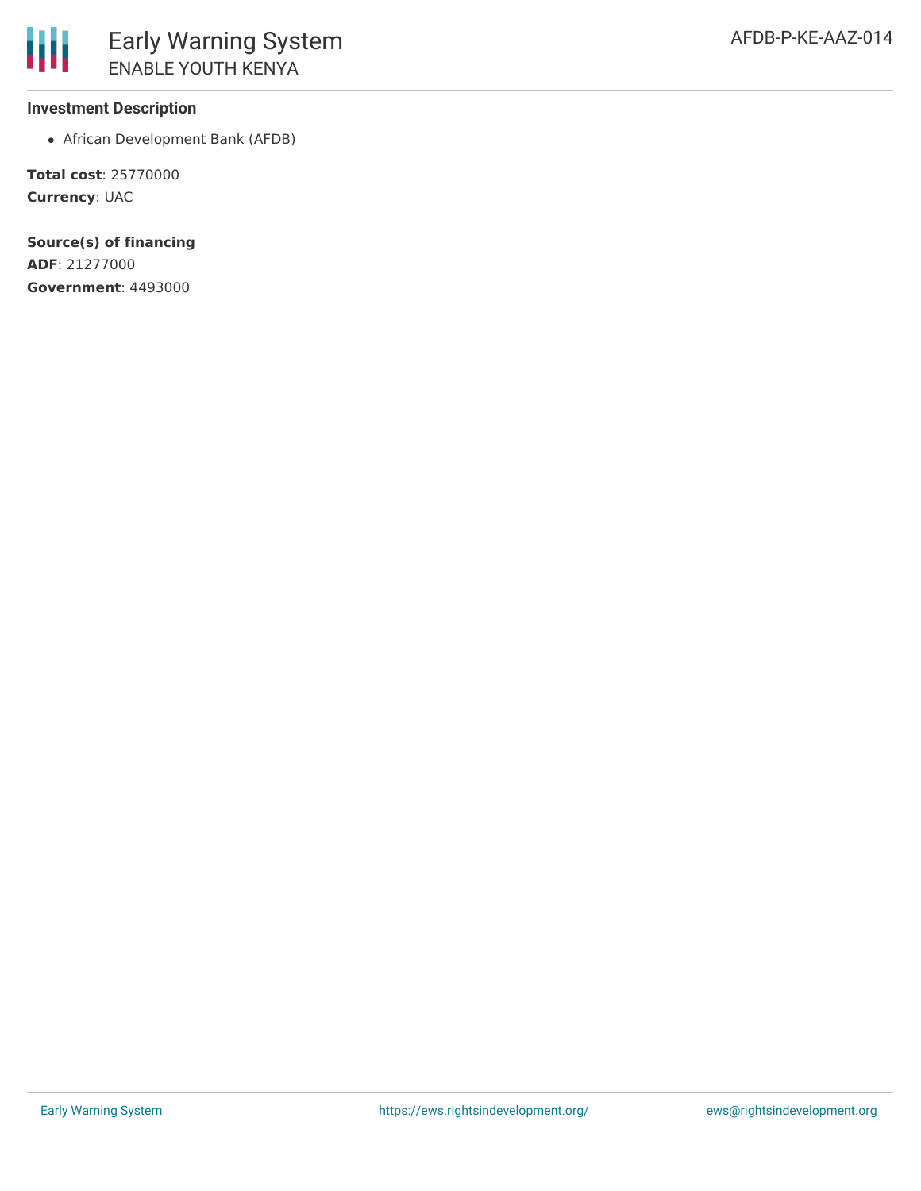**Investment Description**

- African Development Bank (AFDB)

**Total cost**: 25770000
**Currency**: UAC

**Source(s) of financing**
**ADF**: 21277000
**Government**: 4493000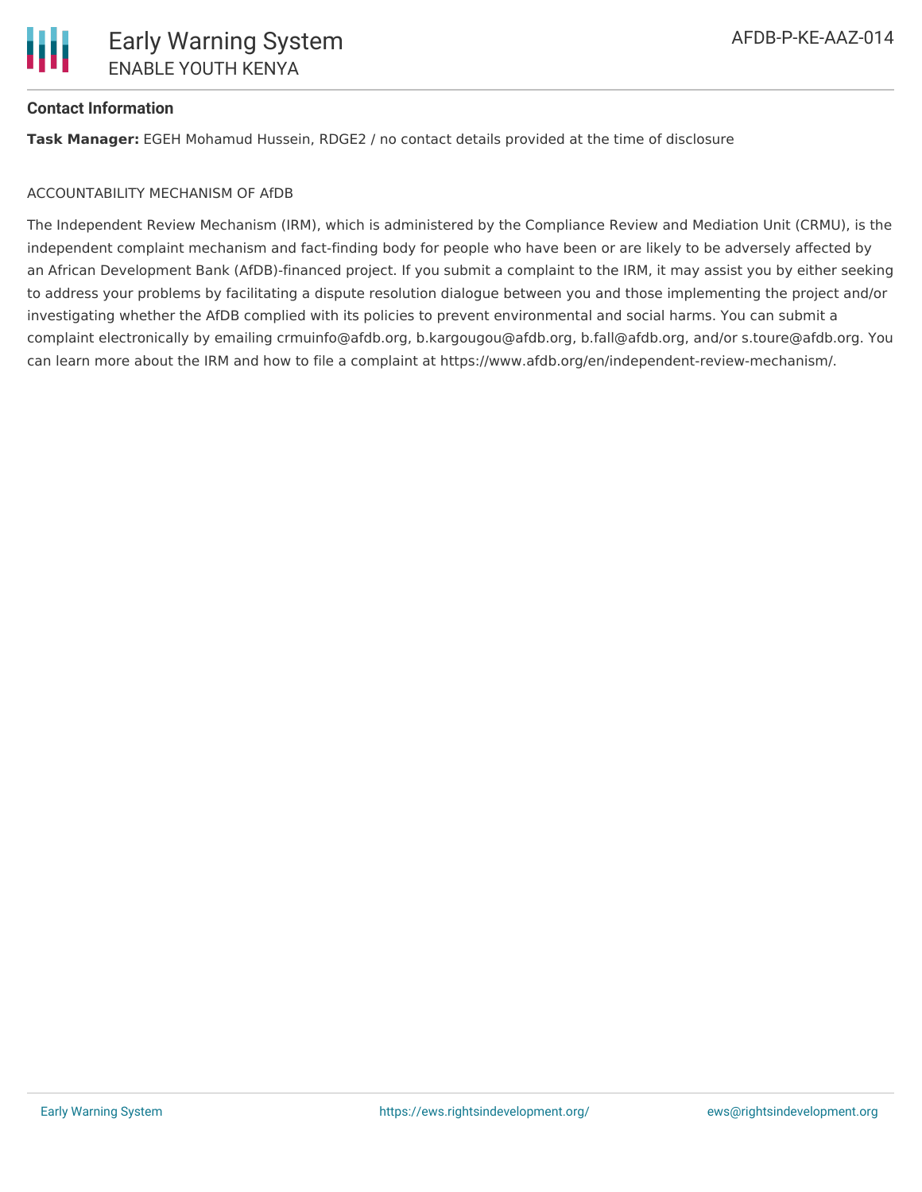#### Contact Information

**Task Manager:** EGEH Mohamud Hussein, RDGE2 / no contact details provided at the time of disclosure

ACCOUNTABILITY MECHANISM OF AfDB

The Independent Review Mechanism (IRM), which is administered by the Compliance Review and Mediation Unit (CRMU), is the independent complaint mechanism and fact-finding body for people who have been or are likely to be adversely affected by an African Development Bank (AfDB)-financed project. If you submit a complaint to the IRM, it may assist you by either seeking to address your problems by facilitating a dispute resolution dialogue between you and those implementing the project and/or investigating whether the AfDB complied with its policies to prevent environmental and social harms. You can submit a complaint electronically by emailing crmuinfo@afdb.org, b.kargougou@afdb.org, b.fall@afdb.org, and/or s.toure@afdb.org. You can learn more about the IRM and how to file a complaint at https://www.afdb.org/en/independent-review-mechanism/.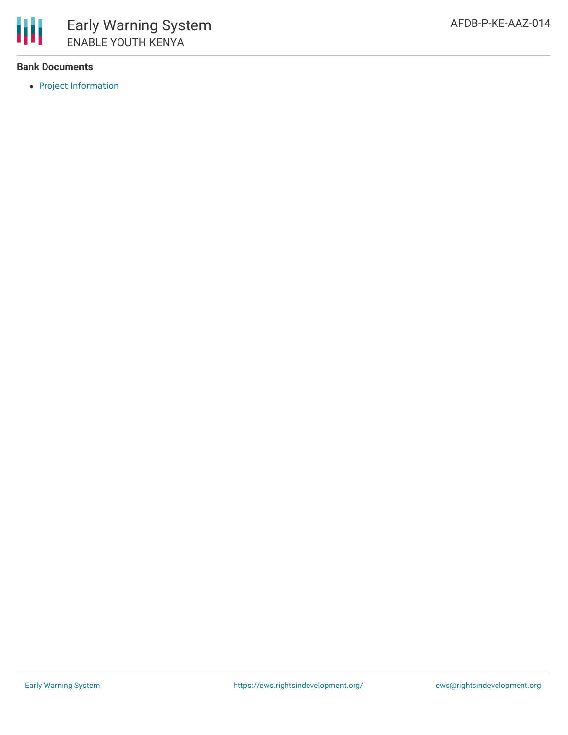**Bank Documents**

- Project Information